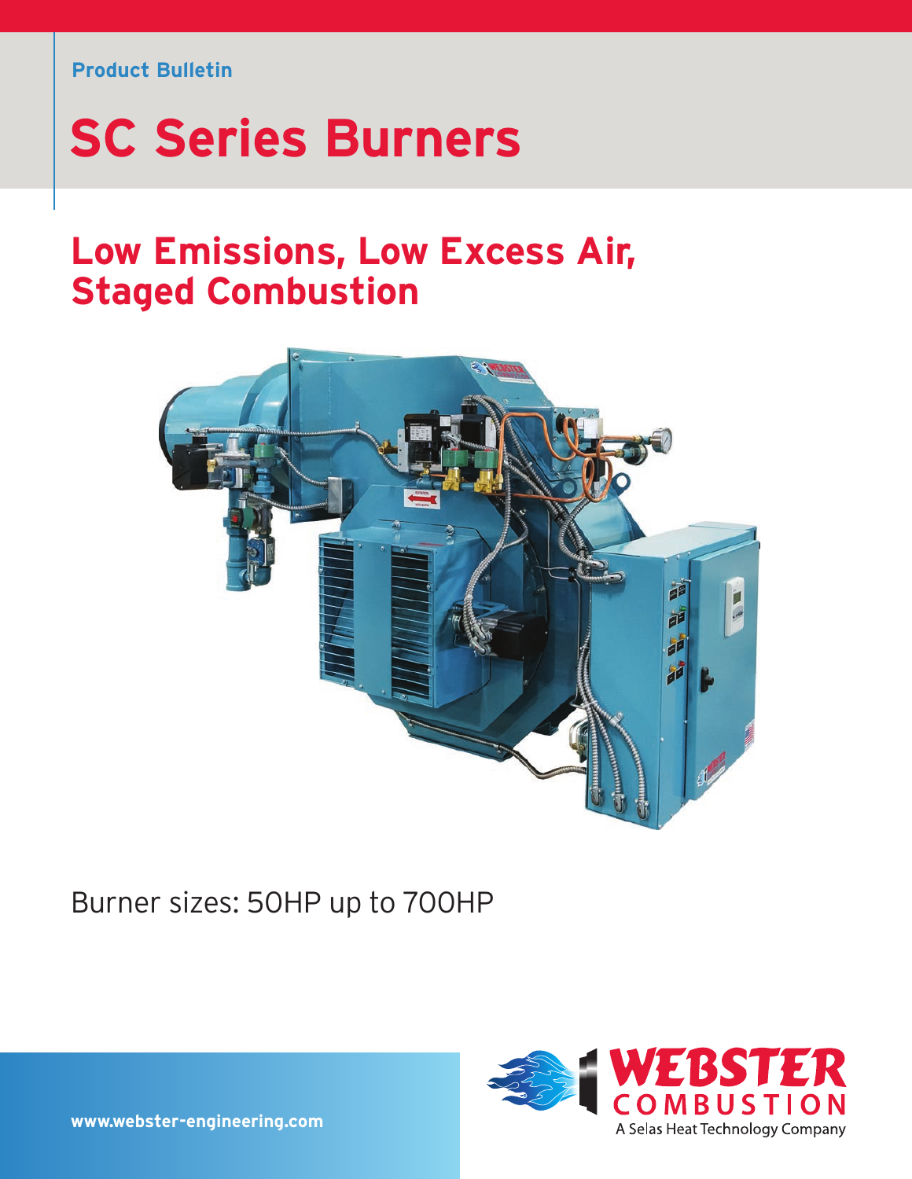Product Bulletin

# SC Series Burners

## Low Emissions, Low Excess Air, Staged Combustion

Burner sizes: 50HP up to 700HP

www.webster-engineering.com

WEBSTER COMBUSTION
A Selas Heat Technology Company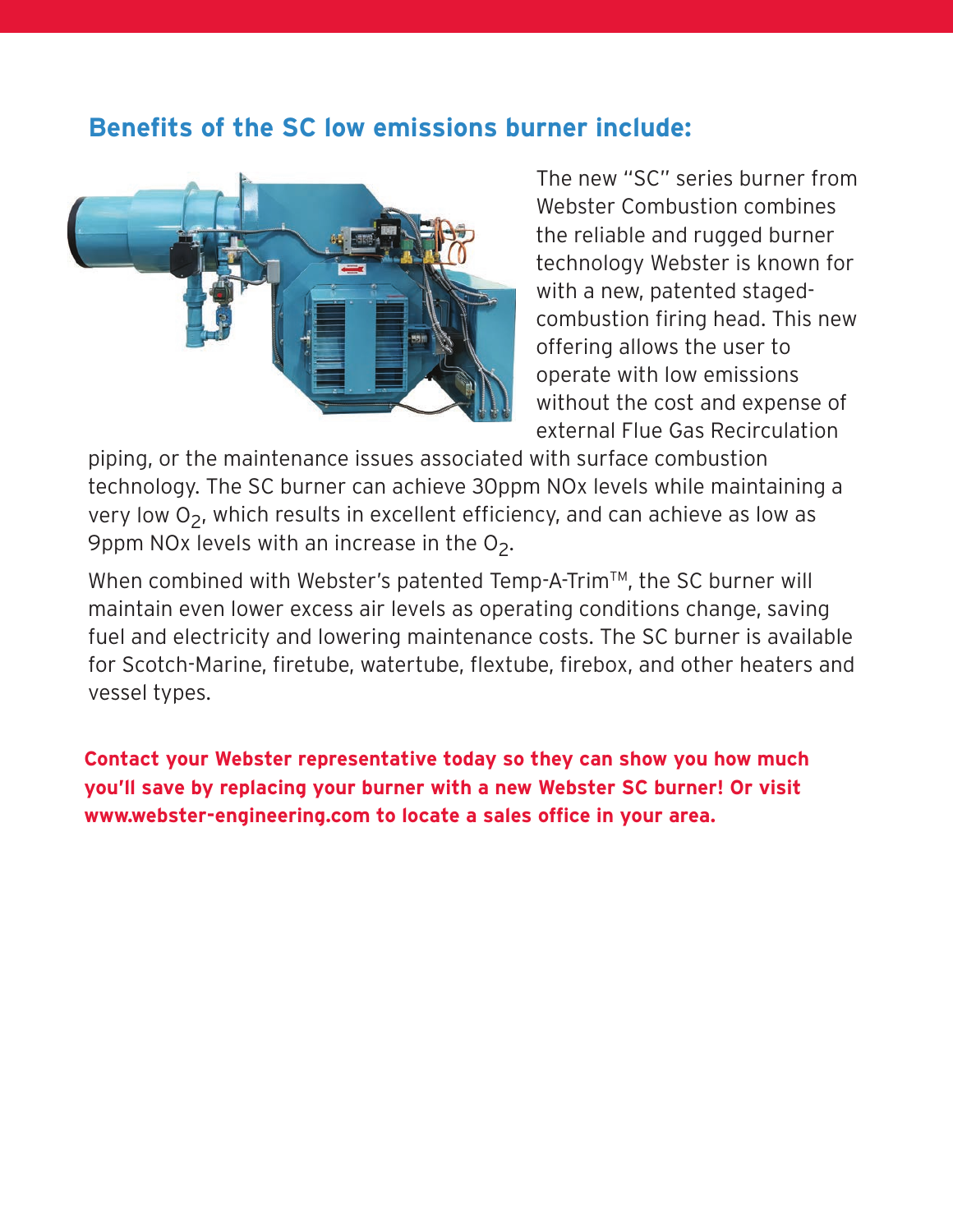## Benefits of the SC low emissions burner include:

The new "SC" series burner from Webster Combustion combines the reliable and rugged burner technology Webster is known for with a new, patented staged-combustion firing head. This new offering allows the user to operate with low emissions without the cost and expense of external Flue Gas Recirculation piping, or the maintenance issues associated with surface combustion technology. The SC burner can achieve 30ppm NOx levels while maintaining a very low $O_2$, which results in excellent efficiency, and can achieve as low as 9ppm NOx levels with an increase in the $O_2$.

When combined with Webster's patented Temp-A-Trim™, the SC burner will maintain even lower excess air levels as operating conditions change, saving fuel and electricity and lowering maintenance costs. The SC burner is available for Scotch-Marine, firetube, watertube, flextube, firebox, and other heaters and vessel types.

**Contact your Webster representative today so they can show you how much you'll save by replacing your burner with a new Webster SC burner! Or visit www.webster-engineering.com to locate a sales office in your area.**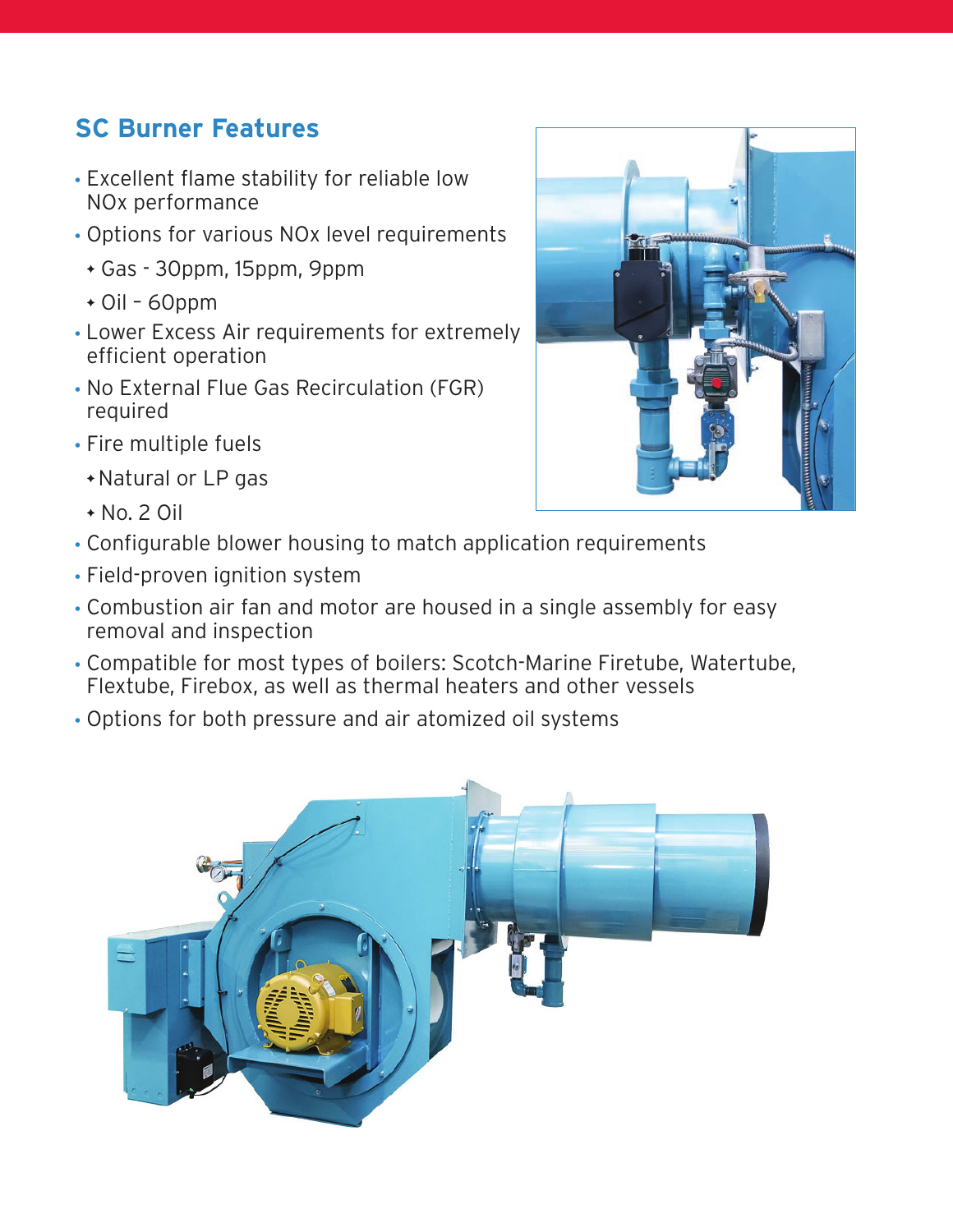## SC Burner Features

- Excellent flame stability for reliable low NOx performance
- Options for various NOx level requirements
  - Gas - 30ppm, 15ppm, 9ppm
  - Oil – 60ppm
- Lower Excess Air requirements for extremely efficient operation
- No External Flue Gas Recirculation (FGR) required
- Fire multiple fuels
  - Natural or LP gas
  - No. 2 Oil
- Configurable blower housing to match application requirements
- Field-proven ignition system
- Combustion air fan and motor are housed in a single assembly for easy removal and inspection
- Compatible for most types of boilers: Scotch-Marine Firetube, Watertube, Flextube, Firebox, as well as thermal heaters and other vessels
- Options for both pressure and air atomized oil systems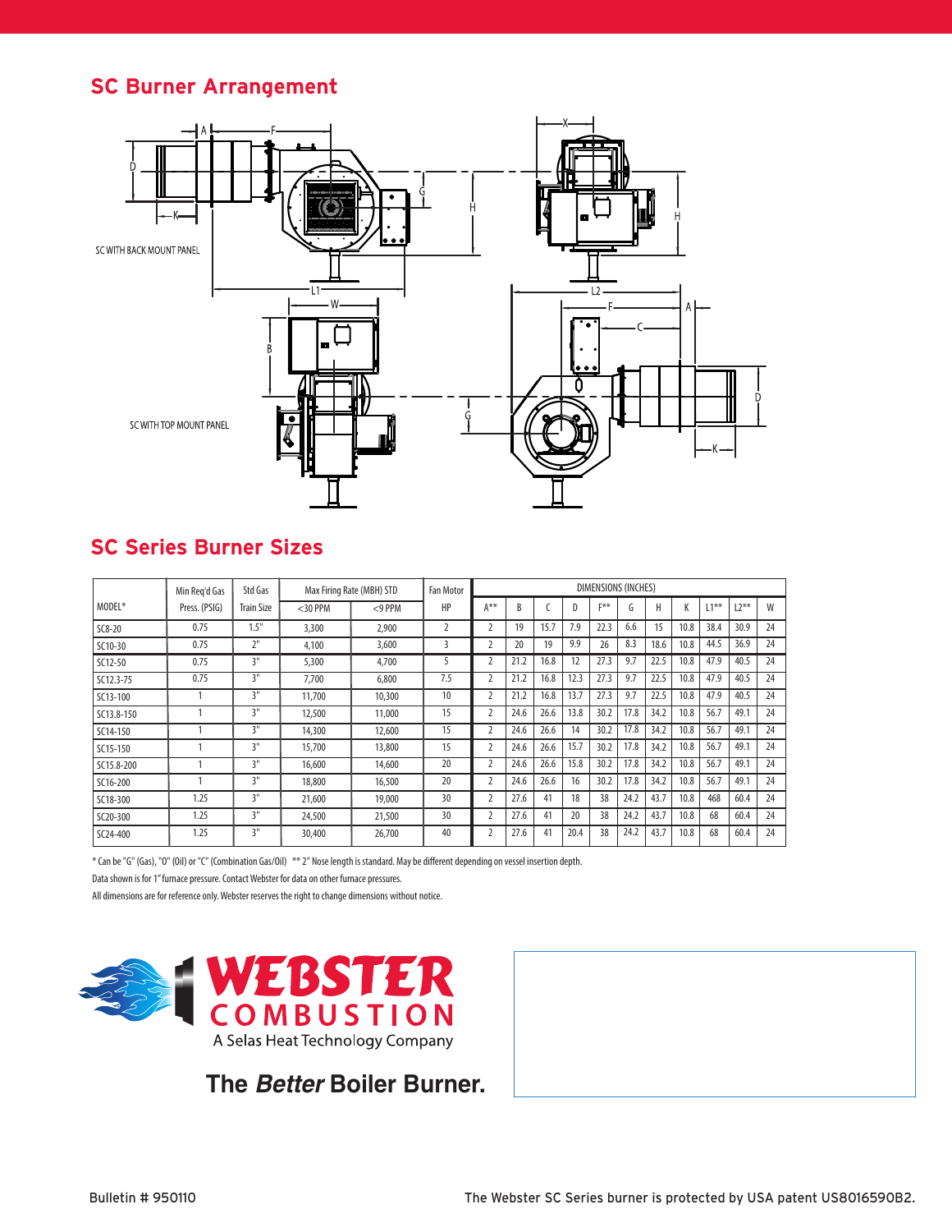## SC Burner Arrangement

SC WITH BACK MOUNT PANEL

SC WITH TOP MOUNT PANEL

A
F
D
K
G
H
L1
X
L2
W
B
C

## SC Series Burner Sizes

| MODEL* | Min Req'd Gas Press. (PSIG) | Std Gas Train Size | Max Firing Rate (MBH) STD | | Fan Motor HP | DIMENSIONS (INCHES) | | | | | | | | | | |
|---|---|---|---|---|---|---|---|---|---|---|---|---|---|---|---|---|
| | | | <30 PPM | <9 PPM | | A** | B | C | D | F** | G | H | K | L1** | L2** | W |
| SC8-20 | 0.75 | 1.5" | 3,300 | 2,900 | 2 | 2 | 19 | 15.7 | 7.9 | 22.3 | 6.6 | 15 | 10.8 | 38.4 | 30.9 | 24 |
| SC10-30 | 0.75 | 2" | 4,100 | 3,600 | 3 | 2 | 20 | 19 | 9.9 | 26 | 8.3 | 18.6 | 10.8 | 44.5 | 36.9 | 24 |
| SC12-50 | 0.75 | 3" | 5,300 | 4,700 | 5 | 2 | 21.2 | 16.8 | 12 | 27.3 | 9.7 | 22.5 | 10.8 | 47.9 | 40.5 | 24 |
| SC12.3-75 | 0.75 | 3" | 7,700 | 6,800 | 7.5 | 2 | 21.2 | 16.8 | 12.3 | 27.3 | 9.7 | 22.5 | 10.8 | 47.9 | 40.5 | 24 |
| SC13-100 | 1 | 3" | 11,700 | 10,300 | 10 | 2 | 21.2 | 16.8 | 13.7 | 27.3 | 9.7 | 22.5 | 10.8 | 47.9 | 40.5 | 24 |
| SC13.8-150 | 1 | 3" | 12,500 | 11,000 | 15 | 2 | 24.6 | 26.6 | 13.8 | 30.2 | 17.8 | 34.2 | 10.8 | 56.7 | 49.1 | 24 |
| SC14-150 | 1 | 3" | 14,300 | 12,600 | 15 | 2 | 24.6 | 26.6 | 14 | 30.2 | 17.8 | 34.2 | 10.8 | 56.7 | 49.1 | 24 |
| SC15-150 | 1 | 3" | 15,700 | 13,800 | 15 | 2 | 24.6 | 26.6 | 15.7 | 30.2 | 17.8 | 34.2 | 10.8 | 56.7 | 49.1 | 24 |
| SC15.8-200 | 1 | 3" | 16,600 | 14,600 | 20 | 2 | 24.6 | 26.6 | 15.8 | 30.2 | 17.8 | 34.2 | 10.8 | 56.7 | 49.1 | 24 |
| SC16-200 | 1 | 3" | 18,800 | 16,500 | 20 | 2 | 24.6 | 26.6 | 16 | 30.2 | 17.8 | 34.2 | 10.8 | 56.7 | 49.1 | 24 |
| SC18-300 | 1.25 | 3" | 21,600 | 19,000 | 30 | 2 | 27.6 | 41 | 18 | 38 | 24.2 | 43.7 | 10.8 | 468 | 60.4 | 24 |
| SC20-300 | 1.25 | 3" | 24,500 | 21,500 | 30 | 2 | 27.6 | 41 | 20 | 38 | 24.2 | 43.7 | 10.8 | 68 | 60.4 | 24 |
| SC24-400 | 1.25 | 3" | 30,400 | 26,700 | 40 | 2 | 27.6 | 41 | 20.4 | 38 | 24.2 | 43.7 | 10.8 | 68 | 60.4 | 24 |

* Can be "G" (Gas), "O" (Oil) or "C" (Combination Gas/Oil) ** 2" Nose length is standard. May be different depending on vessel insertion depth.

Data shown is for 1" furnace pressure. Contact Webster for data on other furnace pressures.

All dimensions are for reference only. Webster reserves the right to change dimensions without notice.

WEBSTER COMBUSTION

A Selas Heat Technology Company

**The *Better* Boiler Burner.**

Bulletin # 950110

The Webster SC Series burner is protected by USA patent US8016590B2.